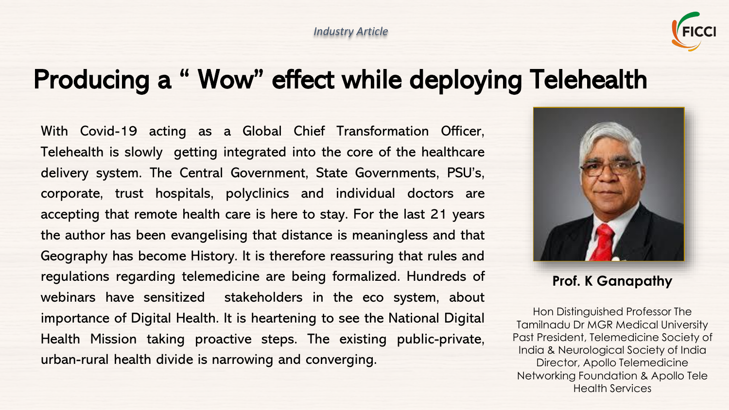*Industry Article*

# Producing a " Wow" effect while deploying Telehealth

With Covid-19 acting as a Global Chief Transformation Officer, Telehealth is slowly getting integrated into the core of the healthcare delivery system. The Central Government, State Governments, PSU's, corporate, trust hospitals, polyclinics and individual doctors are accepting that remote health care is here to stay. For the last 21 years the author has been evangelising that distance is meaningless and that Geography has become History. It is therefore reassuring that rules and regulations regarding telemedicine are being formalized. Hundreds of webinars have sensitized stakeholders in the eco system, about importance of Digital Health. It is heartening to see the National Digital Health Mission taking proactive steps. The existing public-private, urban-rural health divide is narrowing and converging.

**Prof. K Ganapathy**

Hon Distinguished Professor The Tamilnadu Dr MGR Medical University
Past President, Telemedicine Society of India & Neurological Society of India
Director, Apollo Telemedicine Networking Foundation & Apollo Tele Health Services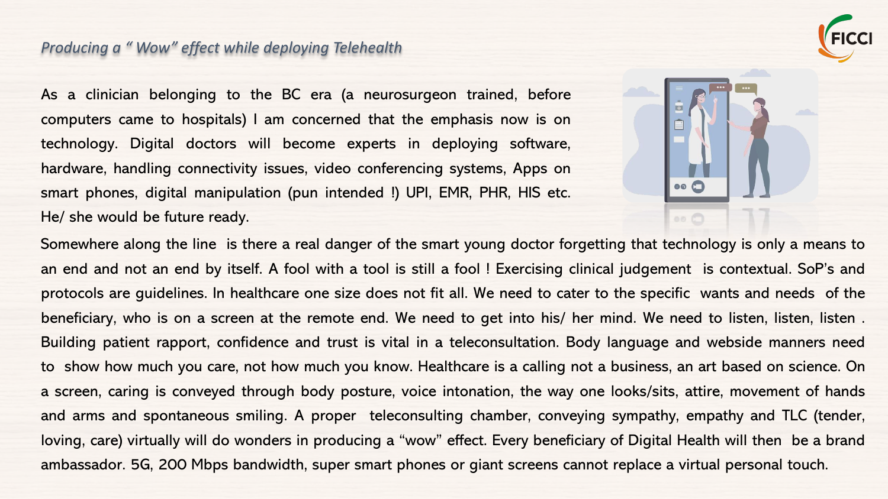## *Producing a " Wow" effect while deploying Telehealth*

As a clinician belonging to the BC era (a neurosurgeon trained, before computers came to hospitals) I am concerned that the emphasis now is on technology. Digital doctors will become experts in deploying software, hardware, handling connectivity issues, video conferencing systems, Apps on smart phones, digital manipulation (pun intended !) UPI, EMR, PHR, HIS etc. He/ she would be future ready.

Somewhere along the line is there a real danger of the smart young doctor forgetting that technology is only a means to an end and not an end by itself. A fool with a tool is still a fool ! Exercising clinical judgement is contextual. SoP's and protocols are guidelines. In healthcare one size does not fit all. We need to cater to the specific wants and needs of the beneficiary, who is on a screen at the remote end. We need to get into his/ her mind. We need to listen, listen, listen . Building patient rapport, confidence and trust is vital in a teleconsultation. Body language and webside manners need to show how much you care, not how much you know. Healthcare is a calling not a business, an art based on science. On a screen, caring is conveyed through body posture, voice intonation, the way one looks/sits, attire, movement of hands and arms and spontaneous smiling. A proper teleconsulting chamber, conveying sympathy, empathy and TLC (tender, loving, care) virtually will do wonders in producing a "wow" effect. Every beneficiary of Digital Health will then be a brand ambassador. 5G, 200 Mbps bandwidth, super smart phones or giant screens cannot replace a virtual personal touch.